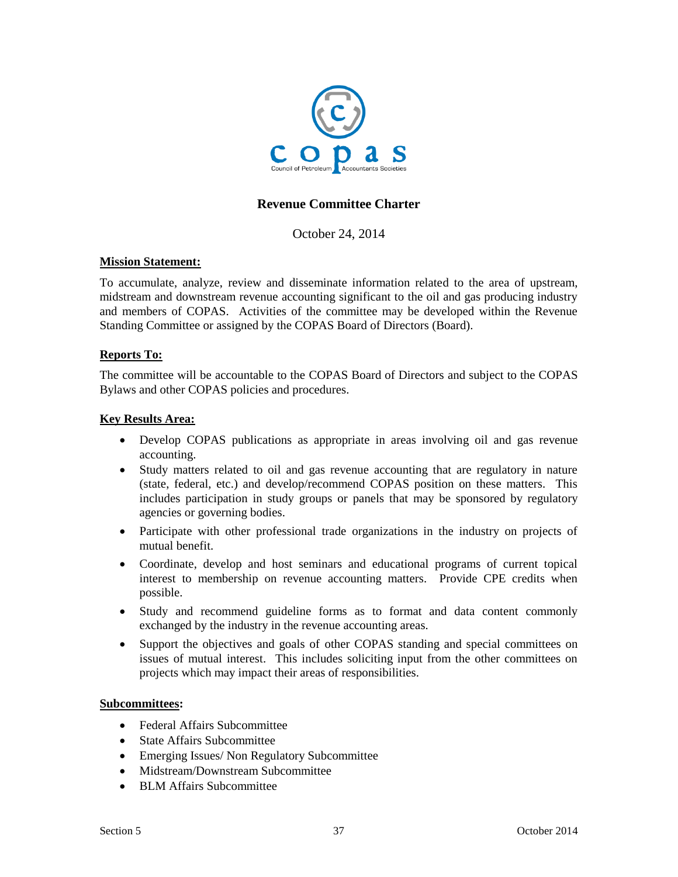# Revenue Committee Charter

October 24, 2014

**Mission Statement:**

To accumulate, analyze, review and disseminate information related to the area of upstream, midstream and downstream revenue accounting significant to the oil and gas producing industry and members of COPAS. Activities of the committee may be developed within the Revenue Standing Committee or assigned by the COPAS Board of Directors (Board).

**Reports To:**

The committee will be accountable to the COPAS Board of Directors and subject to the COPAS Bylaws and other COPAS policies and procedures.

**Key Results Area:**

- Develop COPAS publications as appropriate in areas involving oil and gas revenue accounting.
- Study matters related to oil and gas revenue accounting that are regulatory in nature (state, federal, etc.) and develop/recommend COPAS position on these matters. This includes participation in study groups or panels that may be sponsored by regulatory agencies or governing bodies.
- Participate with other professional trade organizations in the industry on projects of mutual benefit.
- Coordinate, develop and host seminars and educational programs of current topical interest to membership on revenue accounting matters. Provide CPE credits when possible.
- Study and recommend guideline forms as to format and data content commonly exchanged by the industry in the revenue accounting areas.
- Support the objectives and goals of other COPAS standing and special committees on issues of mutual interest. This includes soliciting input from the other committees on projects which may impact their areas of responsibilities.

**Subcommittees:**

- Federal Affairs Subcommittee
- State Affairs Subcommittee
- Emerging Issues/ Non Regulatory Subcommittee
- Midstream/Downstream Subcommittee
- BLM Affairs Subcommittee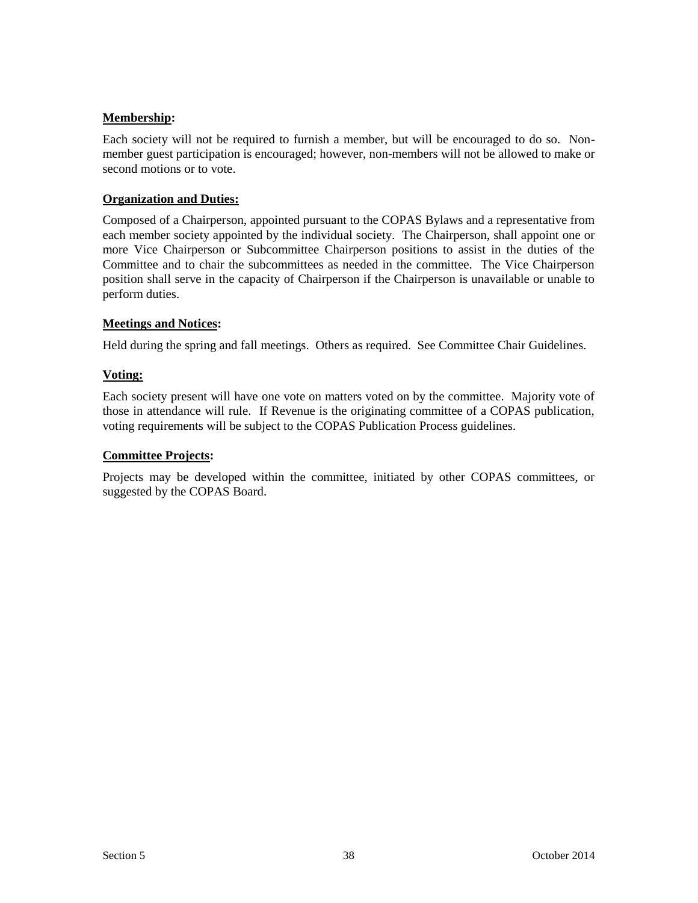**Membership:**

Each society will not be required to furnish a member, but will be encouraged to do so. Non-member guest participation is encouraged; however, non-members will not be allowed to make or second motions or to vote.

**Organization and Duties:**

Composed of a Chairperson, appointed pursuant to the COPAS Bylaws and a representative from each member society appointed by the individual society. The Chairperson, shall appoint one or more Vice Chairperson or Subcommittee Chairperson positions to assist in the duties of the Committee and to chair the subcommittees as needed in the committee. The Vice Chairperson position shall serve in the capacity of Chairperson if the Chairperson is unavailable or unable to perform duties.

**Meetings and Notices:**

Held during the spring and fall meetings. Others as required. See Committee Chair Guidelines.

**Voting:**

Each society present will have one vote on matters voted on by the committee. Majority vote of those in attendance will rule. If Revenue is the originating committee of a COPAS publication, voting requirements will be subject to the COPAS Publication Process guidelines.

**Committee Projects:**

Projects may be developed within the committee, initiated by other COPAS committees, or suggested by the COPAS Board.